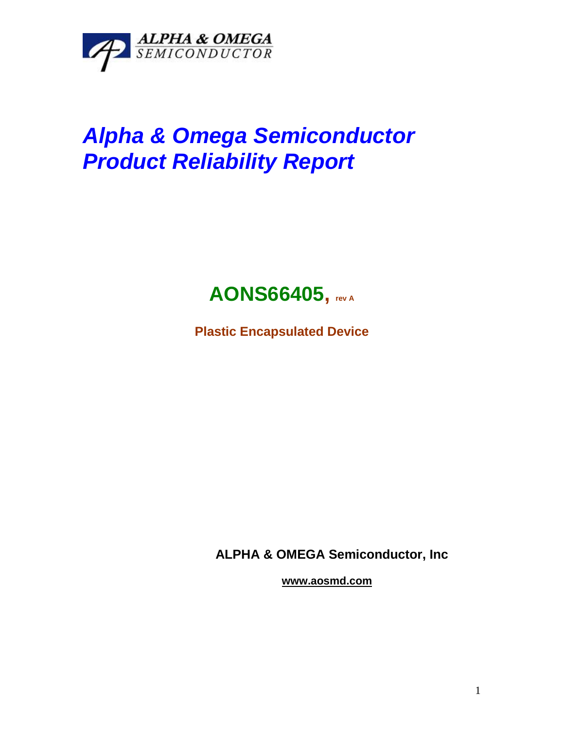ALPHA & OMEGA
SEMICONDUCTOR

# *Alpha & Omega Semiconductor*
# *Product Reliability Report*

## AONS66405, rev A

**Plastic Encapsulated Device**

**ALPHA & OMEGA Semiconductor, Inc**

**www.aosmd.com**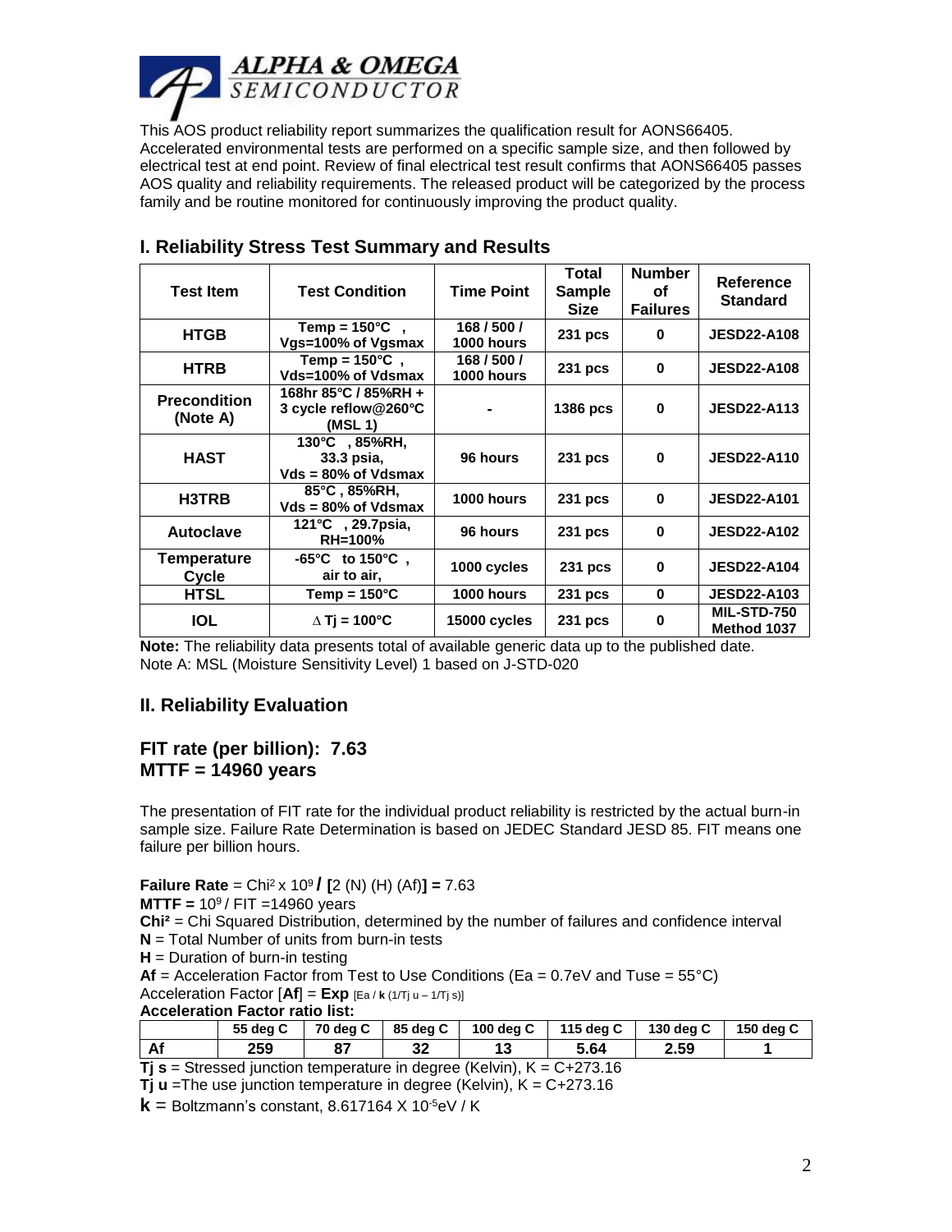ALPHA & OMEGA SEMICONDUCTOR

This AOS product reliability report summarizes the qualification result for AONS66405. Accelerated environmental tests are performed on a specific sample size, and then followed by electrical test at end point. Review of final electrical test result confirms that AONS66405 passes AOS quality and reliability requirements. The released product will be categorized by the process family and be routine monitored for continuously improving the product quality.

## I. Reliability Stress Test Summary and Results

| Test Item | Test Condition | Time Point | Total Sample Size | Number of Failures | Reference Standard |
|---|---|---|---|---|---|
| HTGB | Temp = 150°C , Vgs=100% of Vgsmax | 168 / 500 / 1000 hours | 231 pcs | 0 | JESD22-A108 |
| HTRB | Temp = 150°C , Vds=100% of Vdsmax | 168 / 500 / 1000 hours | 231 pcs | 0 | JESD22-A108 |
| Precondition (Note A) | 168hr 85°C / 85%RH + 3 cycle reflow@260°C (MSL 1) | - | 1386 pcs | 0 | JESD22-A113 |
| HAST | 130°C , 85%RH, 33.3 psia, Vds = 80% of Vdsmax | 96 hours | 231 pcs | 0 | JESD22-A110 |
| H3TRB | 85°C , 85%RH, Vds = 80% of Vdsmax | 1000 hours | 231 pcs | 0 | JESD22-A101 |
| Autoclave | 121°C , 29.7psia, RH=100% | 96 hours | 231 pcs | 0 | JESD22-A102 |
| Temperature Cycle | -65°C to 150°C , air to air, | 1000 cycles | 231 pcs | 0 | JESD22-A104 |
| HTSL | Temp = 150°C | 1000 hours | 231 pcs | 0 | JESD22-A103 |
| IOL | $\Delta$ Tj = 100°C | 15000 cycles | 231 pcs | 0 | MIL-STD-750 Method 1037 |

**Note:** The reliability data presents total of available generic data up to the published date.
Note A: MSL (Moisture Sensitivity Level) 1 based on J-STD-020

## II. Reliability Evaluation

### FIT rate (per billion): 7.63
### MTTF = 14960 years

The presentation of FIT rate for the individual product reliability is restricted by the actual burn-in sample size. Failure Rate Determination is based on JEDEC Standard JESD 85. FIT means one failure per billion hours.

**Failure Rate** = $Chi^2 \times 10^9$ **/ [**2 (N) (H) (Af)**] =** 7.63
**MTTF =** $10^9$ / FIT =14960 years
**Chi²** = Chi Squared Distribution, determined by the number of failures and confidence interval
**N** = Total Number of units from burn-in tests
**H** = Duration of burn-in testing
**Af** = Acceleration Factor from Test to Use Conditions (Ea = 0.7eV and Tuse = 55°C)
Acceleration Factor [**Af**] = **Exp** [Ea / **k** (1/Tj u – 1/Tj s)]
**Acceleration Factor ratio list:**

| | 55 deg C | 70 deg C | 85 deg C | 100 deg C | 115 deg C | 130 deg C | 150 deg C |
|---|---|---|---|---|---|---|---|
| Af | 259 | 87 | 32 | 13 | 5.64 | 2.59 | 1 |

**Tj s** = Stressed junction temperature in degree (Kelvin), K = C+273.16
**Tj u** =The use junction temperature in degree (Kelvin), K = C+273.16
**k** = Boltzmann's constant, 8.617164 X $10^{-5}$eV / K